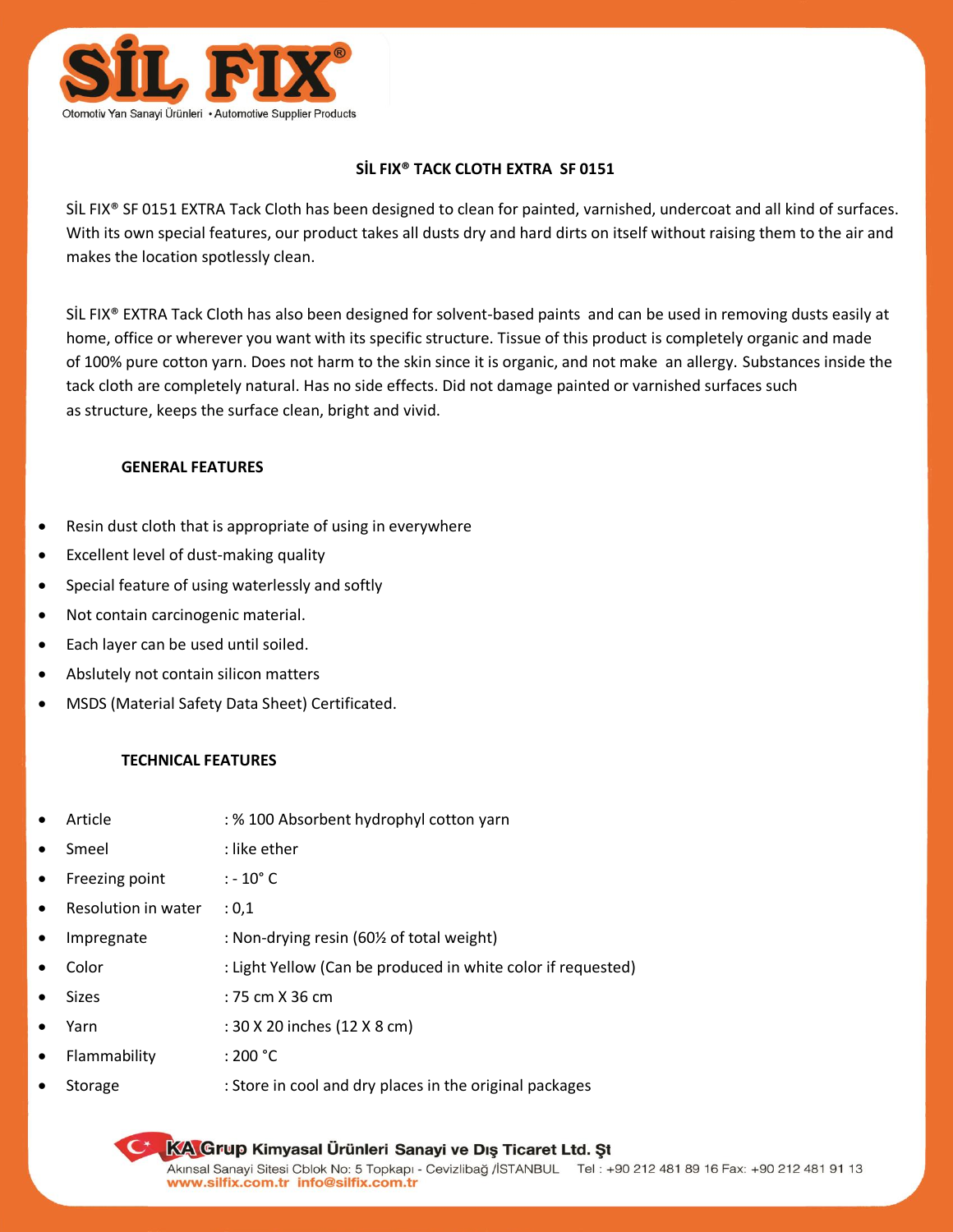SİL FIX®

Otomotiv Yan Sanayi Ürünleri • Automotive Supplier Products

## SİL FIX® TACK CLOTH EXTRA SF 0151

SİL FIX® SF 0151 EXTRA Tack Cloth has been designed to clean for painted, varnished, undercoat and all kind of surfaces. With its own special features, our product takes all dusts dry and hard dirts on itself without raising them to the air and makes the location spotlessly clean.

SİL FIX® EXTRA Tack Cloth has also been designed for solvent-based paints and can be used in removing dusts easily at home, office or wherever you want with its specific structure. Tissue of this product is completely organic and made of 100% pure cotton yarn. Does not harm to the skin since it is organic, and not make an allergy. Substances inside the tack cloth are completely natural. Has no side effects. Did not damage painted or varnished surfaces such as structure, keeps the surface clean, bright and vivid.

### GENERAL FEATURES

- Resin dust cloth that is appropriate of using in everywhere
- Excellent level of dust-making quality
- Special feature of using waterlessly and softly
- Not contain carcinogenic material.
- Each layer can be used until soiled.
- Abslutely not contain silicon matters
- MSDS (Material Safety Data Sheet) Certificated.

### TECHNICAL FEATURES

- Article : % 100 Absorbent hydrophyl cotton yarn
- Smeel : like ether
- Freezing point : - 10° C
- Resolution in water : 0,1
- Impregnate : Non-drying resin (60½ of total weight)
- Color : Light Yellow (Can be produced in white color if requested)
- Sizes : 75 cm X 36 cm
- Yarn : 30 X 20 inches (12 X 8 cm)
- Flammability : 200 °C
- Storage : Store in cool and dry places in the original packages

KA Grup Kimyasal Ürünleri Sanayi ve Dış Ticaret Ltd. Şt
Akınsal Sanayi Sitesi Cblok No: 5 Topkapı - Cevizlibağ /İSTANBUL Tel : +90 212 481 89 16 Fax: +90 212 481 91 13
www.silfix.com.tr info@silfix.com.tr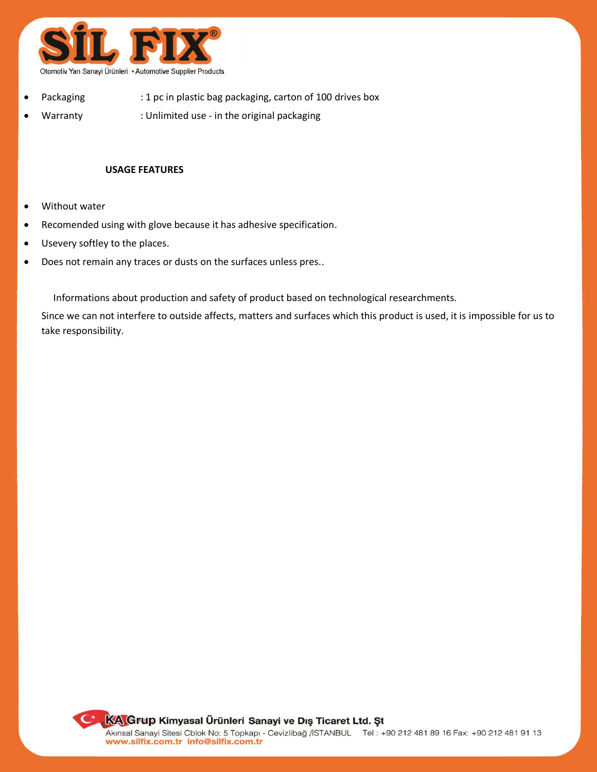- Packaging : 1 pc in plastic bag packaging, carton of 100 drives box
- Warranty : Unlimited use - in the original packaging

## USAGE FEATURES

- Without water
- Recomended using with glove because it has adhesive specification.
- Usevery softley to the places.
- Does not remain any traces or dusts on the surfaces unless pres..

Informations about production and safety of product based on technological researchments.

Since we can not interfere to outside affects, matters and surfaces which this product is used, it is impossible for us to take responsibility.